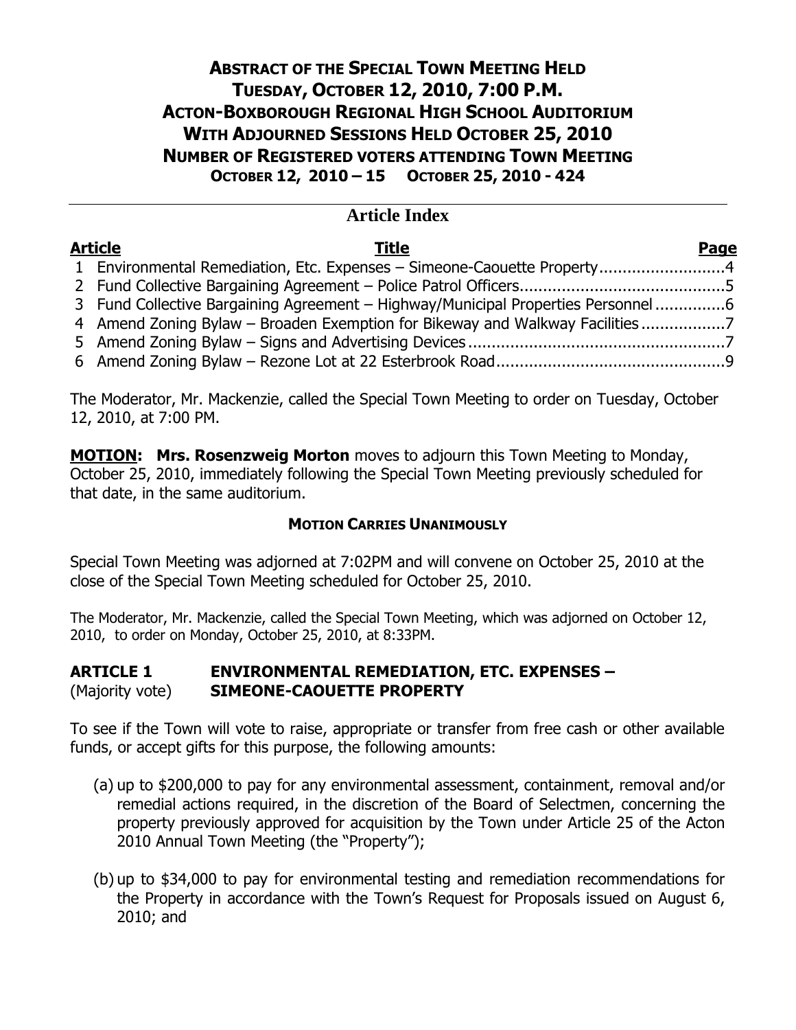# ABSTRACT OF THE SPECIAL TOWN MEETING HELD TUESDAY, OCTOBER 12, 2010, 7:00 P.M. ACTON-BOXBOROUGH REGIONAL HIGH SCHOOL AUDITORIUM WITH ADJOURNED SESSIONS HELD OCTOBER 25, 2010 NUMBER OF REGISTERED VOTERS ATTENDING TOWN MEETING

**OCTOBER 12, 2010 – 15 OCTOBER 25, 2010 - 424**

## Article Index

| Article | Title | Page |
|---|---|---|
| 1 | Environmental Remediation, Etc. Expenses – Simeone-Caouette Property | 4 |
| 2 | Fund Collective Bargaining Agreement – Police Patrol Officers | 5 |
| 3 | Fund Collective Bargaining Agreement – Highway/Municipal Properties Personnel | 6 |
| 4 | Amend Zoning Bylaw – Broaden Exemption for Bikeway and Walkway Facilities | 7 |
| 5 | Amend Zoning Bylaw – Signs and Advertising Devices | 7 |
| 6 | Amend Zoning Bylaw – Rezone Lot at 22 Esterbrook Road | 9 |

The Moderator, Mr. Mackenzie, called the Special Town Meeting to order on Tuesday, October 12, 2010, at 7:00 PM.

**MOTION: Mrs. Rosenzweig Morton** moves to adjourn this Town Meeting to Monday, October 25, 2010, immediately following the Special Town Meeting previously scheduled for that date, in the same auditorium.

**MOTION CARRIES UNANIMOUSLY**

Special Town Meeting was adjorned at 7:02PM and will convene on October 25, 2010 at the close of the Special Town Meeting scheduled for October 25, 2010.

The Moderator, Mr. Mackenzie, called the Special Town Meeting, which was adjorned on October 12, 2010, to order on Monday, October 25, 2010, at 8:33PM.

### ARTICLE 1 ENVIRONMENTAL REMEDIATION, ETC. EXPENSES – SIMEONE-CAOUETTE PROPERTY
(Majority vote)

To see if the Town will vote to raise, appropriate or transfer from free cash or other available funds, or accept gifts for this purpose, the following amounts:

(a) up to $200,000 to pay for any environmental assessment, containment, removal and/or remedial actions required, in the discretion of the Board of Selectmen, concerning the property previously approved for acquisition by the Town under Article 25 of the Acton 2010 Annual Town Meeting (the "Property");

(b) up to $34,000 to pay for environmental testing and remediation recommendations for the Property in accordance with the Town's Request for Proposals issued on August 6, 2010; and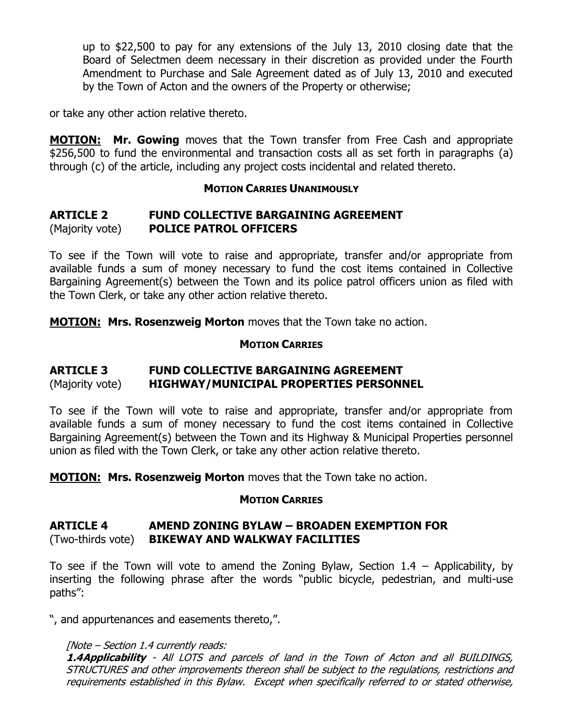up to $22,500 to pay for any extensions of the July 13, 2010 closing date that the Board of Selectmen deem necessary in their discretion as provided under the Fourth Amendment to Purchase and Sale Agreement dated as of July 13, 2010 and executed by the Town of Acton and the owners of the Property or otherwise;

or take any other action relative thereto.

**MOTION:** **Mr. Gowing** moves that the Town transfer from Free Cash and appropriate $256,500 to fund the environmental and transaction costs all as set forth in paragraphs (a) through (c) of the article, including any project costs incidental and related thereto.

**MOTION CARRIES UNANIMOUSLY**

## ARTICLE 2 FUND COLLECTIVE BARGAINING AGREEMENT
(Majority vote) **POLICE PATROL OFFICERS**

To see if the Town will vote to raise and appropriate, transfer and/or appropriate from available funds a sum of money necessary to fund the cost items contained in Collective Bargaining Agreement(s) between the Town and its police patrol officers union as filed with the Town Clerk, or take any other action relative thereto.

**MOTION:** **Mrs. Rosenzweig Morton** moves that the Town take no action.

**MOTION CARRIES**

## ARTICLE 3 FUND COLLECTIVE BARGAINING AGREEMENT
(Majority vote) **HIGHWAY/MUNICIPAL PROPERTIES PERSONNEL**

To see if the Town will vote to raise and appropriate, transfer and/or appropriate from available funds a sum of money necessary to fund the cost items contained in Collective Bargaining Agreement(s) between the Town and its Highway & Municipal Properties personnel union as filed with the Town Clerk, or take any other action relative thereto.

**MOTION:** **Mrs. Rosenzweig Morton** moves that the Town take no action.

**MOTION CARRIES**

## ARTICLE 4 AMEND ZONING BYLAW – BROADEN EXEMPTION FOR
(Two-thirds vote) **BIKEWAY AND WALKWAY FACILITIES**

To see if the Town will vote to amend the Zoning Bylaw, Section 1.4 – Applicability, by inserting the following phrase after the words "public bicycle, pedestrian, and multi-use paths":

", and appurtenances and easements thereto,".

*[Note – Section 1.4 currently reads:*
***1.4Applicability*** *- All LOTS and parcels of land in the Town of Acton and all BUILDINGS, STRUCTURES and other improvements thereon shall be subject to the regulations, restrictions and requirements established in this Bylaw. Except when specifically referred to or stated otherwise,*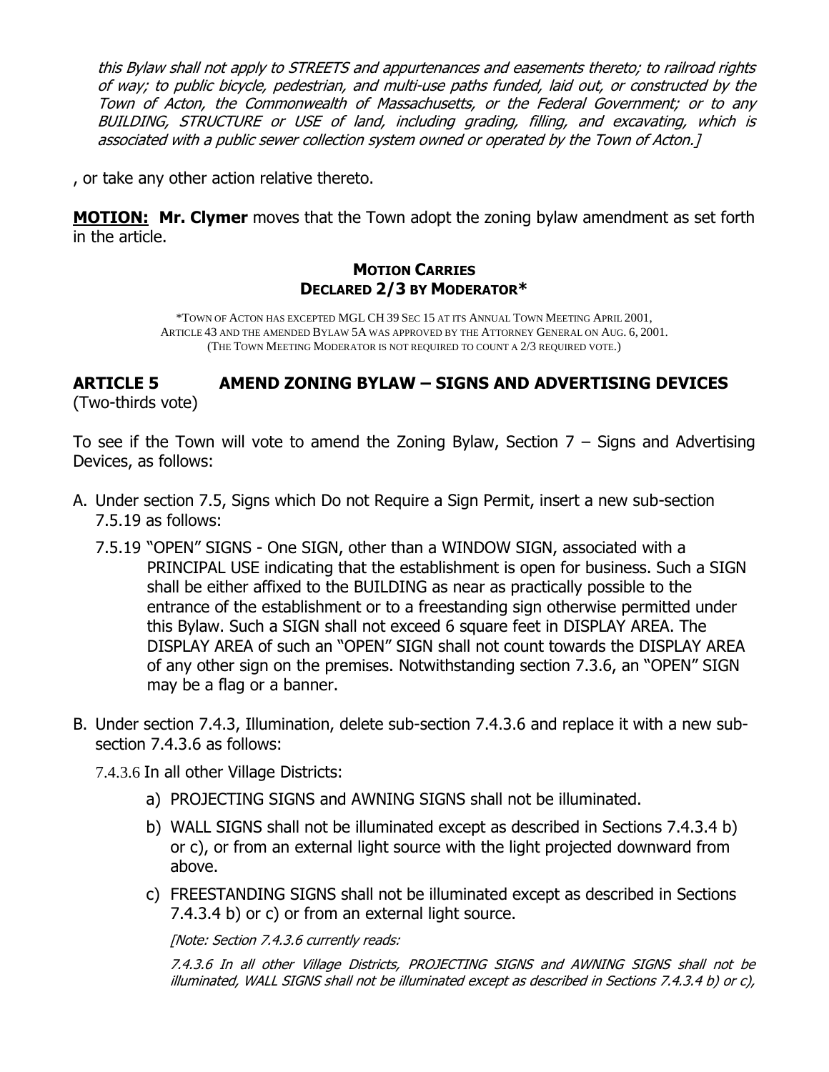*this Bylaw shall not apply to STREETS and appurtenances and easements thereto; to railroad rights of way; to public bicycle, pedestrian, and multi-use paths funded, laid out, or constructed by the Town of Acton, the Commonwealth of Massachusetts, or the Federal Government; or to any BUILDING, STRUCTURE or USE of land, including grading, filling, and excavating, which is associated with a public sewer collection system owned or operated by the Town of Acton.]*

, or take any other action relative thereto.

**MOTION: Mr. Clymer** moves that the Town adopt the zoning bylaw amendment as set forth in the article.

**MOTION CARRIES**
**DECLARED 2/3 BY MODERATOR***

*TOWN OF ACTON HAS EXCEPTED MGL CH 39 SEC 15 AT ITS ANNUAL TOWN MEETING APRIL 2001, ARTICLE 43 AND THE AMENDED BYLAW 5A WAS APPROVED BY THE ATTORNEY GENERAL ON AUG. 6, 2001. (THE TOWN MEETING MODERATOR IS NOT REQUIRED TO COUNT A 2/3 REQUIRED VOTE.)

## ARTICLE 5 AMEND ZONING BYLAW – SIGNS AND ADVERTISING DEVICES

(Two-thirds vote)

To see if the Town will vote to amend the Zoning Bylaw, Section 7 – Signs and Advertising Devices, as follows:

A. Under section 7.5, Signs which Do not Require a Sign Permit, insert a new sub-section 7.5.19 as follows:

   7.5.19 "OPEN" SIGNS - One SIGN, other than a WINDOW SIGN, associated with a PRINCIPAL USE indicating that the establishment is open for business. Such a SIGN shall be either affixed to the BUILDING as near as practically possible to the entrance of the establishment or to a freestanding sign otherwise permitted under this Bylaw. Such a SIGN shall not exceed 6 square feet in DISPLAY AREA. The DISPLAY AREA of such an "OPEN" SIGN shall not count towards the DISPLAY AREA of any other sign on the premises. Notwithstanding section 7.3.6, an "OPEN" SIGN may be a flag or a banner.

B. Under section 7.4.3, Illumination, delete sub-section 7.4.3.6 and replace it with a new sub-section 7.4.3.6 as follows:

   7.4.3.6 In all other Village Districts:

   a) PROJECTING SIGNS and AWNING SIGNS shall not be illuminated.
   b) WALL SIGNS shall not be illuminated except as described in Sections 7.4.3.4 b) or c), or from an external light source with the light projected downward from above.
   c) FREESTANDING SIGNS shall not be illuminated except as described in Sections 7.4.3.4 b) or c) or from an external light source.

   *[Note: Section 7.4.3.6 currently reads:*

   *7.4.3.6 In all other Village Districts, PROJECTING SIGNS and AWNING SIGNS shall not be illuminated, WALL SIGNS shall not be illuminated except as described in Sections 7.4.3.4 b) or c),*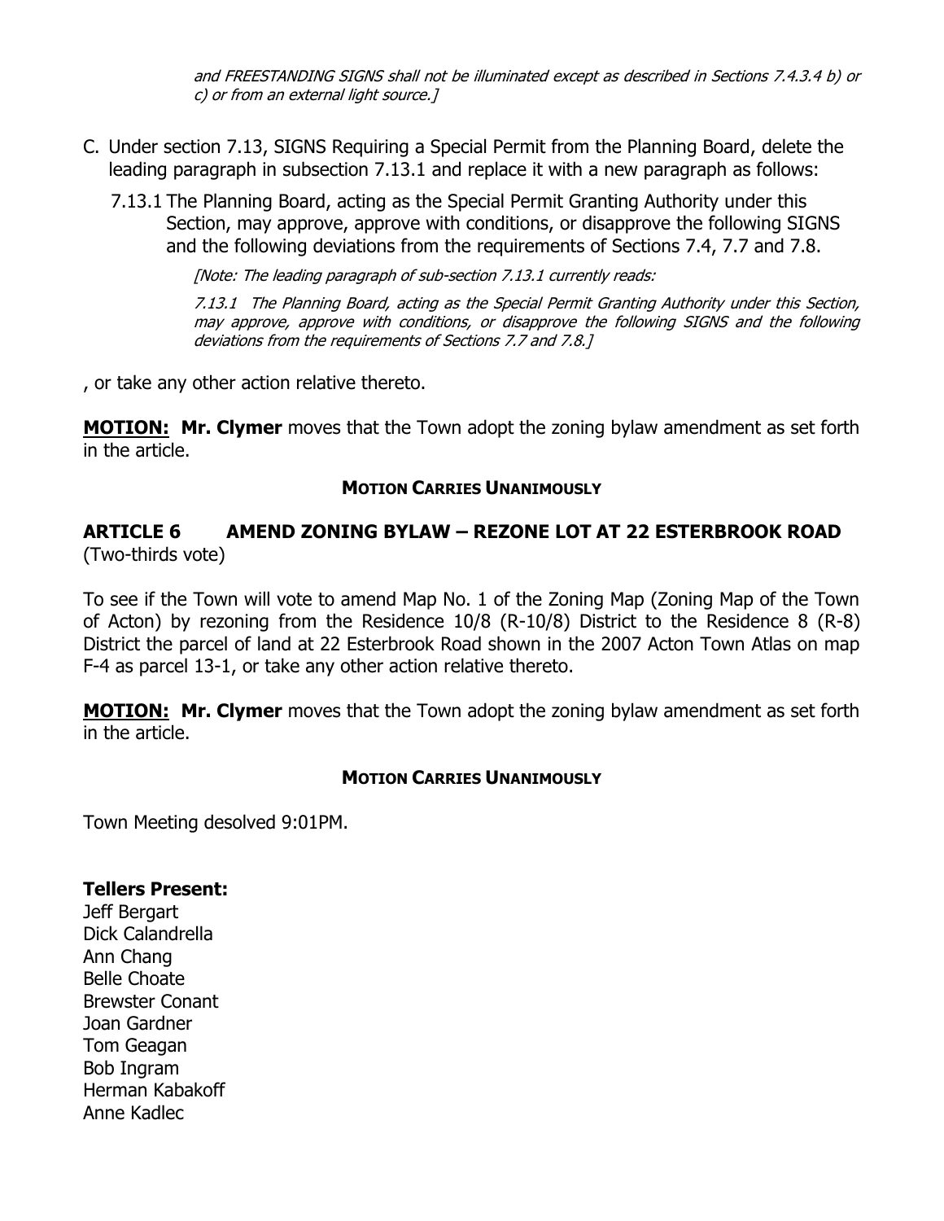*and FREESTANDING SIGNS shall not be illuminated except as described in Sections 7.4.3.4 b) or c) or from an external light source.]*

C. Under section 7.13, SIGNS Requiring a Special Permit from the Planning Board, delete the leading paragraph in subsection 7.13.1 and replace it with a new paragraph as follows:

   7.13.1 The Planning Board, acting as the Special Permit Granting Authority under this Section, may approve, approve with conditions, or disapprove the following SIGNS and the following deviations from the requirements of Sections 7.4, 7.7 and 7.8.

   *[Note: The leading paragraph of sub-section 7.13.1 currently reads:*

   *7.13.1 The Planning Board, acting as the Special Permit Granting Authority under this Section, may approve, approve with conditions, or disapprove the following SIGNS and the following deviations from the requirements of Sections 7.7 and 7.8.]*

, or take any other action relative thereto.

**MOTION: Mr. Clymer** moves that the Town adopt the zoning bylaw amendment as set forth in the article.

**MOTION CARRIES UNANIMOUSLY**

## ARTICLE 6 AMEND ZONING BYLAW – REZONE LOT AT 22 ESTERBROOK ROAD

(Two-thirds vote)

To see if the Town will vote to amend Map No. 1 of the Zoning Map (Zoning Map of the Town of Acton) by rezoning from the Residence 10/8 (R-10/8) District to the Residence 8 (R-8) District the parcel of land at 22 Esterbrook Road shown in the 2007 Acton Town Atlas on map F-4 as parcel 13-1, or take any other action relative thereto.

**MOTION: Mr. Clymer** moves that the Town adopt the zoning bylaw amendment as set forth in the article.

**MOTION CARRIES UNANIMOUSLY**

Town Meeting desolved 9:01PM.

**Tellers Present:**

Jeff Bergart
Dick Calandrella
Ann Chang
Belle Choate
Brewster Conant
Joan Gardner
Tom Geagan
Bob Ingram
Herman Kabakoff
Anne Kadlec